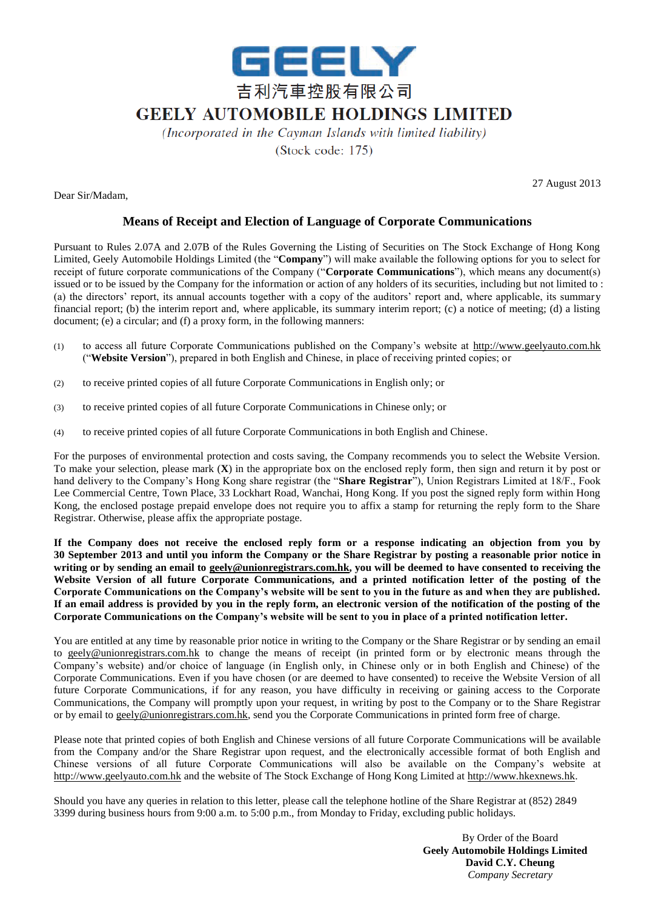# GEELY

# 吉利汽車控股有限公司

# GEELY AUTOMOBILE HOLDINGS LIMITED

*(Incorporated in the Cayman Islands with limited liability)*

(Stock code: 175)

27 August 2013

Dear Sir/Madam,

## Means of Receipt and Election of Language of Corporate Communications

Pursuant to Rules 2.07A and 2.07B of the Rules Governing the Listing of Securities on The Stock Exchange of Hong Kong Limited, Geely Automobile Holdings Limited (the "**Company**") will make available the following options for you to select for receipt of future corporate communications of the Company ("**Corporate Communications**"), which means any document(s) issued or to be issued by the Company for the information or action of any holders of its securities, including but not limited to : (a) the directors' report, its annual accounts together with a copy of the auditors' report and, where applicable, its summary financial report; (b) the interim report and, where applicable, its summary interim report; (c) a notice of meeting; (d) a listing document; (e) a circular; and (f) a proxy form, in the following manners:

(1) to access all future Corporate Communications published on the Company's website at http://www.geelyauto.com.hk ("**Website Version**"), prepared in both English and Chinese, in place of receiving printed copies; or

(2) to receive printed copies of all future Corporate Communications in English only; or

(3) to receive printed copies of all future Corporate Communications in Chinese only; or

(4) to receive printed copies of all future Corporate Communications in both English and Chinese.

For the purposes of environmental protection and costs saving, the Company recommends you to select the Website Version. To make your selection, please mark (**X**) in the appropriate box on the enclosed reply form, then sign and return it by post or hand delivery to the Company's Hong Kong share registrar (the "**Share Registrar**"), Union Registrars Limited at 18/F., Fook Lee Commercial Centre, Town Place, 33 Lockhart Road, Wanchai, Hong Kong. If you post the signed reply form within Hong Kong, the enclosed postage prepaid envelope does not require you to affix a stamp for returning the reply form to the Share Registrar. Otherwise, please affix the appropriate postage.

**If the Company does not receive the enclosed reply form or a response indicating an objection from you by 30 September 2013 and until you inform the Company or the Share Registrar by posting a reasonable prior notice in writing or by sending an email to geely@unionregistrars.com.hk, you will be deemed to have consented to receiving the Website Version of all future Corporate Communications, and a printed notification letter of the posting of the Corporate Communications on the Company's website will be sent to you in the future as and when they are published. If an email address is provided by you in the reply form, an electronic version of the notification of the posting of the Corporate Communications on the Company's website will be sent to you in place of a printed notification letter.**

You are entitled at any time by reasonable prior notice in writing to the Company or the Share Registrar or by sending an email to geely@unionregistrars.com.hk to change the means of receipt (in printed form or by electronic means through the Company's website) and/or choice of language (in English only, in Chinese only or in both English and Chinese) of the Corporate Communications. Even if you have chosen (or are deemed to have consented) to receive the Website Version of all future Corporate Communications, if for any reason, you have difficulty in receiving or gaining access to the Corporate Communications, the Company will promptly upon your request, in writing by post to the Company or to the Share Registrar or by email to geely@unionregistrars.com.hk, send you the Corporate Communications in printed form free of charge.

Please note that printed copies of both English and Chinese versions of all future Corporate Communications will be available from the Company and/or the Share Registrar upon request, and the electronically accessible format of both English and Chinese versions of all future Corporate Communications will also be available on the Company's website at http://www.geelyauto.com.hk and the website of The Stock Exchange of Hong Kong Limited at http://www.hkexnews.hk.

Should you have any queries in relation to this letter, please call the telephone hotline of the Share Registrar at (852) 2849 3399 during business hours from 9:00 a.m. to 5:00 p.m., from Monday to Friday, excluding public holidays.

By Order of the Board
**Geely Automobile Holdings Limited**
**David C.Y. Cheung**
*Company Secretary*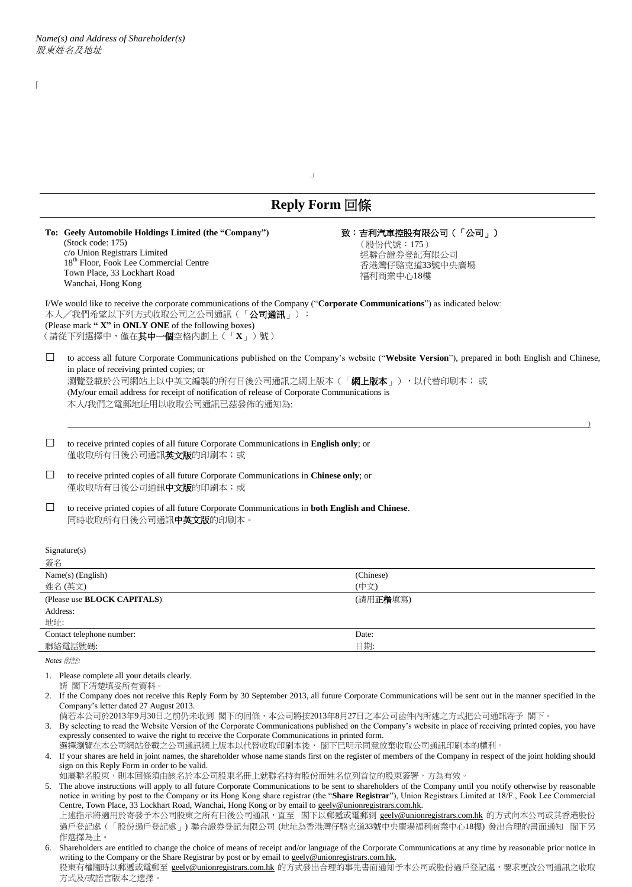*Name(s) and Address of Shareholder(s)*
*股東姓名及地址*

# Reply Form 回條

**To: Geely Automobile Holdings Limited (the "Company")**
(Stock code: 175)
c/o Union Registrars Limited
18th Floor, Fook Lee Commercial Centre
Town Place, 33 Lockhart Road
Wanchai, Hong Kong

**致：吉利汽車控股有限公司（「公司」）**
（股份代號：175）
經聯合證券登記有限公司
香港灣仔駱克道33號中央廣場
福利商業中心18樓

I/We would like to receive the corporate communications of the Company ("**Corporate Communications**") as indicated below:
本人╱我們希望以下列方式收取公司之公司通訊（「**公司通訊**」）；
(Please mark **" X"** in **ONLY ONE** of the following boxes)
（請從下列選擇中，僅在**其中一個**空格內劃上（「**X**」）號）

☐ to access all future Corporate Communications published on the Company's website ("**Website Version**"), prepared in both English and Chinese, in place of receiving printed copies; or
瀏覽登載於公司網站上以中英文編製的所有日後公司通訊之網上版本（「**網上版本**」），以代替印刷本； 或
(My/our email address for receipt of notification of release of Corporate Communications is
本人/我們之電郵地址用以收取公司通訊已茲發佈的通知為:

______________________________________________________________________________)

☐ to receive printed copies of all future Corporate Communications in **English only**; or
僅收取所有日後公司通訊**英文版**的印刷本；或

☐ to receive printed copies of all future Corporate Communications in **Chinese only**; or
僅收取所有日後公司通訊**中文版**的印刷本；或

☐ to receive printed copies of all future Corporate Communications in **both English and Chinese**.
同時收取所有日後公司通訊**中英文版**的印刷本。

Signature(s)
簽名

| | |
|---|---|
| Name(s) (English)<br>姓名 (英文) | (Chinese)<br>(中文) |
| (Please use **BLOCK CAPITALS**) | (請用**正楷**填寫) |
| Address:<br>地址: | |
| Contact telephone number:<br>聯絡電話號碼: | Date:<br>日期: |

*Notes 附註:*

1. Please complete all your details clearly.
請 閣下清楚填妥所有資料。
2. If the Company does not receive this Reply Form by 30 September 2013, all future Corporate Communications will be sent out in the manner specified in the Company's letter dated 27 August 2013.
倘若本公司於2013年9月30日之前仍未收到 閣下的回條，本公司將按2013年8月27日之本公司函件內所述之方式把公司通訊寄予 閣下。
3. By selecting to read the Website Version of the Corporate Communications published on the Company's website in place of receiving printed copies, you have expressly consented to waive the right to receive the Corporate Communications in printed form.
選擇瀏覽在本公司網站登載之公司通訊網上版本以代替收取印刷本後， 閣下已明示同意放棄收取公司通訊印刷本的權利。
4. If your shares are held in joint names, the shareholder whose name stands first on the register of members of the Company in respect of the joint holding should sign on this Reply Form in order to be valid.
如屬聯名股東，則本回條須由該名於本公司股東名冊上就聯名持有股份而姓名位列首位的股東簽署，方為有效。
5. The above instructions will apply to all future Corporate Communications to be sent to shareholders of the Company until you notify otherwise by reasonable notice in writing by post to the Company or its Hong Kong share registrar (the "**Share Registrar**"), Union Registrars Limited at 18/F., Fook Lee Commercial Centre, Town Place, 33 Lockhart Road, Wanchai, Hong Kong or by email to geely@unionregistrars.com.hk.
上述指示將適用於寄發予本公司股東之所有日後公司通訊，直至 閣下以郵遞或電郵到 geely@unionregistrars.com.hk 的方式向本公司或其香港股份過戶登記處（「股份過戶登記處」) 聯合證券登記有限公司 (地址為香港灣仔駱克道33號中央廣場福利商業中心18樓) 發出合理的書面通知 閣下另作選擇為止。
6. Shareholders are entitled to change the choice of means of receipt and/or language of the Corporate Communications at any time by reasonable prior notice in writing to the Company or the Share Registrar by post or by email to geely@unionregistrars.com.hk.
股東有權隨時以郵遞或電郵至 geely@unionregistrars.com.hk 的方式發出合理的事先書面通知予本公司或股份過戶登記處，要求更改公司通訊之收取方式及/或語言版本之選擇。